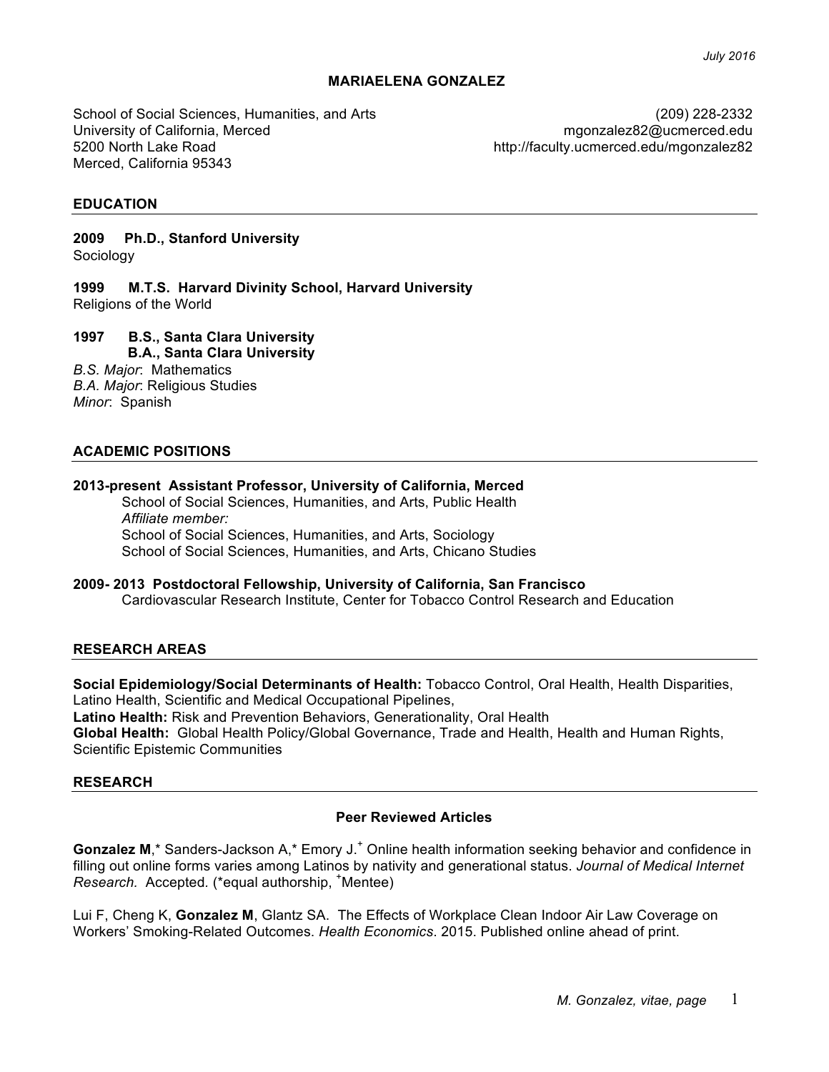July 2016

# MARIAELENA GONZALEZ

School of Social Sciences, Humanities, and Arts
University of California, Merced
5200 North Lake Road
Merced, California 95343

(209) 228-2332
mgonzalez82@ucmerced.edu
http://faculty.ucmerced.edu/mgonzalez82

## EDUCATION

**2009 Ph.D., Stanford University**
Sociology

**1999 M.T.S. Harvard Divinity School, Harvard University**
Religions of the World

**1997 B.S., Santa Clara University**
**B.A., Santa Clara University**
*B.S. Major*: Mathematics
*B.A. Major*: Religious Studies
*Minor*: Spanish

## ACADEMIC POSITIONS

**2013-present Assistant Professor, University of California, Merced**
School of Social Sciences, Humanities, and Arts, Public Health
*Affiliate member:*
School of Social Sciences, Humanities, and Arts, Sociology
School of Social Sciences, Humanities, and Arts, Chicano Studies

**2009- 2013 Postdoctoral Fellowship, University of California, San Francisco**
Cardiovascular Research Institute, Center for Tobacco Control Research and Education

## RESEARCH AREAS

**Social Epidemiology/Social Determinants of Health:** Tobacco Control, Oral Health, Health Disparities, Latino Health, Scientific and Medical Occupational Pipelines,
**Latino Health:** Risk and Prevention Behaviors, Generationality, Oral Health
**Global Health:** Global Health Policy/Global Governance, Trade and Health, Health and Human Rights, Scientific Epistemic Communities

## RESEARCH

### Peer Reviewed Articles

**Gonzalez M**,* Sanders-Jackson A,* Emory J.+ Online health information seeking behavior and confidence in filling out online forms varies among Latinos by nativity and generational status. *Journal of Medical Internet Research.* Accepted. (*equal authorship, +Mentee)

Lui F, Cheng K, **Gonzalez M**, Glantz SA. The Effects of Workplace Clean Indoor Air Law Coverage on Workers' Smoking-Related Outcomes. *Health Economics*. 2015. Published online ahead of print.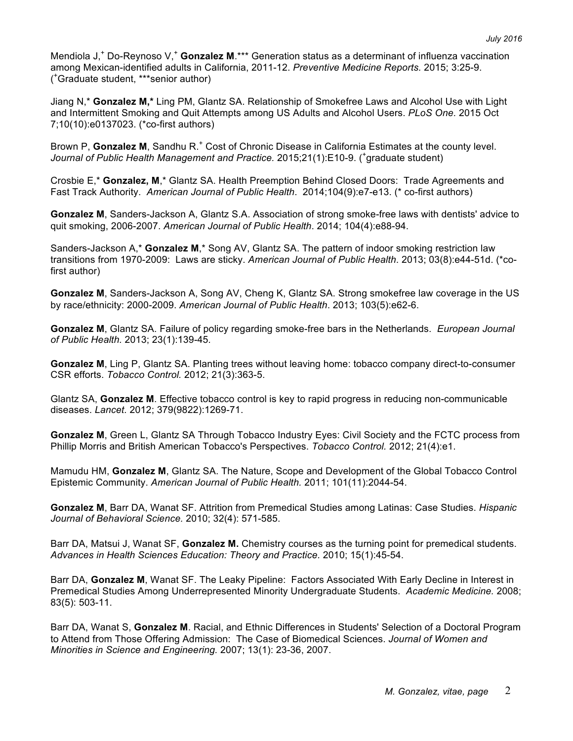Mendiola J,[+] Do-Reynoso V,[+] **Gonzalez M**.[***] Generation status as a determinant of influenza vaccination among Mexican-identified adults in California, 2011-12. *Preventive Medicine Reports.* 2015; 3:25-9. ([+]Graduate student, ***senior author)

Jiang N,* **Gonzalez M,*** Ling PM, Glantz SA. Relationship of Smokefree Laws and Alcohol Use with Light and Intermittent Smoking and Quit Attempts among US Adults and Alcohol Users. *PLoS One.* 2015 Oct 7;10(10):e0137023. (*co-first authors)

Brown P, **Gonzalez M**, Sandhu R.[+] Cost of Chronic Disease in California Estimates at the county level. *Journal of Public Health Management and Practice.* 2015;21(1):E10-9. ([+]graduate student)

Crosbie E,* **Gonzalez, M**,* Glantz SA. Health Preemption Behind Closed Doors: Trade Agreements and Fast Track Authority. *American Journal of Public Health*. 2014;104(9):e7-e13. (* co-first authors)

**Gonzalez M**, Sanders-Jackson A, Glantz S.A. Association of strong smoke-free laws with dentists' advice to quit smoking, 2006-2007. *American Journal of Public Health*. 2014; 104(4):e88-94.

Sanders-Jackson A,* **Gonzalez M**,* Song AV, Glantz SA. The pattern of indoor smoking restriction law transitions from 1970-2009: Laws are sticky. *American Journal of Public Health.* 2013; 03(8):e44-51d. (*co-first author)

**Gonzalez M**, Sanders-Jackson A, Song AV, Cheng K, Glantz SA. Strong smokefree law coverage in the US by race/ethnicity: 2000-2009. *American Journal of Public Health*. 2013; 103(5):e62-6.

**Gonzalez M**, Glantz SA. Failure of policy regarding smoke-free bars in the Netherlands. *European Journal of Public Health.* 2013; 23(1):139-45.

**Gonzalez M**, Ling P, Glantz SA. Planting trees without leaving home: tobacco company direct-to-consumer CSR efforts. *Tobacco Control.* 2012; 21(3):363-5.

Glantz SA, **Gonzalez M**. Effective tobacco control is key to rapid progress in reducing non-communicable diseases. *Lancet.* 2012; 379(9822):1269-71.

**Gonzalez M**, Green L, Glantz SA Through Tobacco Industry Eyes: Civil Society and the FCTC process from Phillip Morris and British American Tobacco's Perspectives. *Tobacco Control.* 2012; 21(4):e1.

Mamudu HM, **Gonzalez M**, Glantz SA. The Nature, Scope and Development of the Global Tobacco Control Epistemic Community. *American Journal of Public Health.* 2011; 101(11):2044-54.

**Gonzalez M**, Barr DA, Wanat SF. Attrition from Premedical Studies among Latinas: Case Studies. *Hispanic Journal of Behavioral Science.* 2010; 32(4): 571-585.

Barr DA, Matsui J, Wanat SF, **Gonzalez M.** Chemistry courses as the turning point for premedical students. *Advances in Health Sciences Education: Theory and Practice.* 2010; 15(1):45-54.

Barr DA, **Gonzalez M**, Wanat SF. The Leaky Pipeline: Factors Associated With Early Decline in Interest in Premedical Studies Among Underrepresented Minority Undergraduate Students. *Academic Medicine.* 2008; 83(5): 503-11.

Barr DA, Wanat S, **Gonzalez M**. Racial, and Ethnic Differences in Students' Selection of a Doctoral Program to Attend from Those Offering Admission: The Case of Biomedical Sciences. *Journal of Women and Minorities in Science and Engineering.* 2007; 13(1): 23-36, 2007.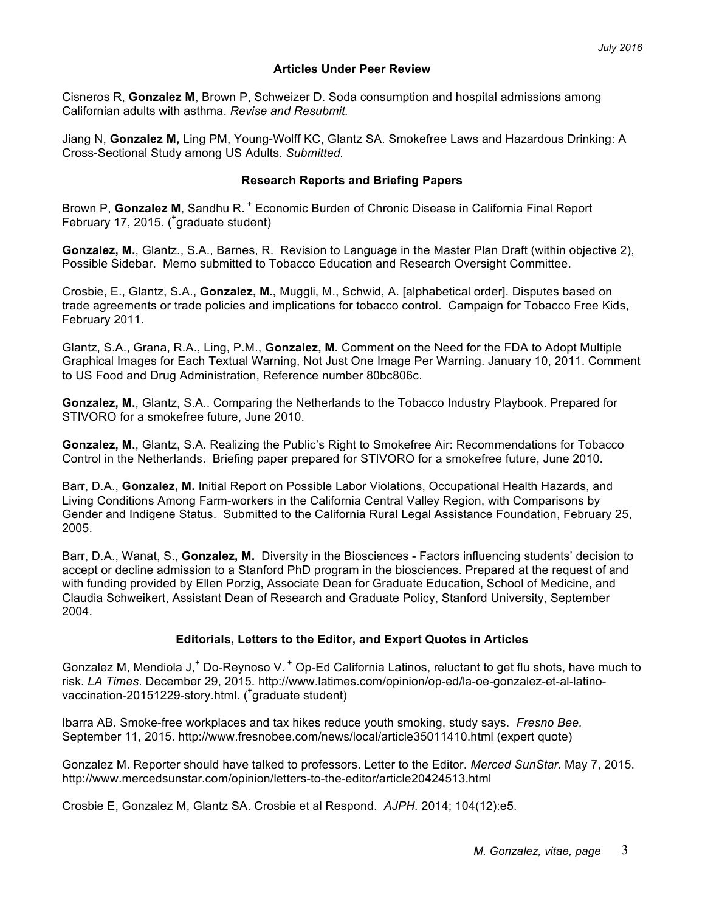### Articles Under Peer Review

Cisneros R, **Gonzalez M**, Brown P, Schweizer D. Soda consumption and hospital admissions among Californian adults with asthma. *Revise and Resubmit.*

Jiang N, **Gonzalez M,** Ling PM, Young-Wolff KC, Glantz SA. Smokefree Laws and Hazardous Drinking: A Cross-Sectional Study among US Adults. *Submitted.*

### Research Reports and Briefing Papers

Brown P, **Gonzalez M**, Sandhu R.[+] Economic Burden of Chronic Disease in California Final Report February 17, 2015. ([+]graduate student)

**Gonzalez, M.**, Glantz., S.A., Barnes, R. Revision to Language in the Master Plan Draft (within objective 2), Possible Sidebar. Memo submitted to Tobacco Education and Research Oversight Committee.

Crosbie, E., Glantz, S.A., **Gonzalez, M.,** Muggli, M., Schwid, A. [alphabetical order]. Disputes based on trade agreements or trade policies and implications for tobacco control. Campaign for Tobacco Free Kids, February 2011.

Glantz, S.A., Grana, R.A., Ling, P.M., **Gonzalez, M.** Comment on the Need for the FDA to Adopt Multiple Graphical Images for Each Textual Warning, Not Just One Image Per Warning. January 10, 2011. Comment to US Food and Drug Administration, Reference number 80bc806c.

**Gonzalez, M.**, Glantz, S.A.. Comparing the Netherlands to the Tobacco Industry Playbook. Prepared for STIVORO for a smokefree future, June 2010.

**Gonzalez, M.**, Glantz, S.A. Realizing the Public's Right to Smokefree Air: Recommendations for Tobacco Control in the Netherlands. Briefing paper prepared for STIVORO for a smokefree future, June 2010.

Barr, D.A., **Gonzalez, M.** Initial Report on Possible Labor Violations, Occupational Health Hazards, and Living Conditions Among Farm-workers in the California Central Valley Region, with Comparisons by Gender and Indigene Status. Submitted to the California Rural Legal Assistance Foundation, February 25, 2005.

Barr, D.A., Wanat, S., **Gonzalez, M.** Diversity in the Biosciences - Factors influencing students' decision to accept or decline admission to a Stanford PhD program in the biosciences. Prepared at the request of and with funding provided by Ellen Porzig, Associate Dean for Graduate Education, School of Medicine, and Claudia Schweikert, Assistant Dean of Research and Graduate Policy, Stanford University, September 2004.

### Editorials, Letters to the Editor, and Expert Quotes in Articles

Gonzalez M, Mendiola J,[+] Do-Reynoso V.[+] Op-Ed California Latinos, reluctant to get flu shots, have much to risk. *LA Times*. December 29, 2015. http://www.latimes.com/opinion/op-ed/la-oe-gonzalez-et-al-latino-vaccination-20151229-story.html. ([+]graduate student)

Ibarra AB. Smoke-free workplaces and tax hikes reduce youth smoking, study says. *Fresno Bee.* September 11, 2015. http://www.fresnobee.com/news/local/article35011410.html (expert quote)

Gonzalez M. Reporter should have talked to professors. Letter to the Editor. *Merced SunStar.* May 7, 2015. http://www.mercedsunstar.com/opinion/letters-to-the-editor/article20424513.html

Crosbie E, Gonzalez M, Glantz SA. Crosbie et al Respond. *AJPH*. 2014; 104(12):e5.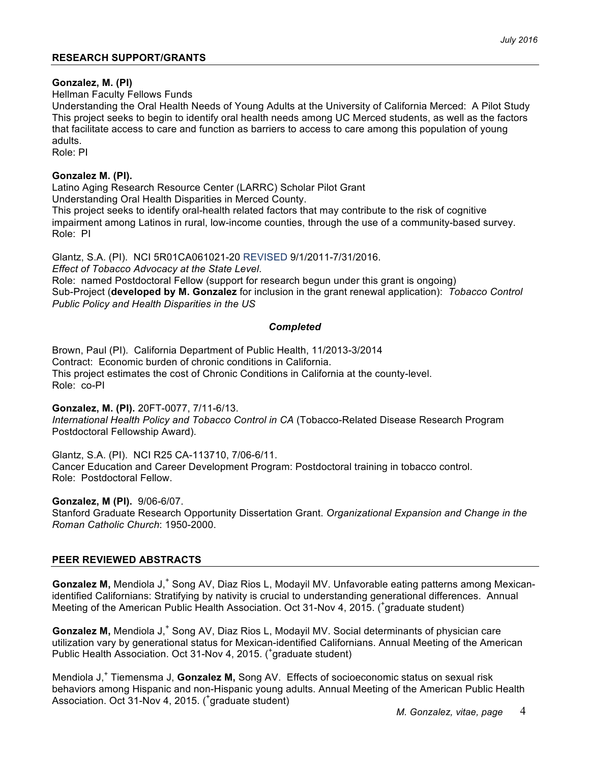## RESEARCH SUPPORT/GRANTS

**Gonzalez, M. (PI)**
Hellman Faculty Fellows Funds
Understanding the Oral Health Needs of Young Adults at the University of California Merced: A Pilot Study
This project seeks to begin to identify oral health needs among UC Merced students, as well as the factors that facilitate access to care and function as barriers to access to care among this population of young adults.
Role: PI

**Gonzalez M. (PI).**
Latino Aging Research Resource Center (LARRC) Scholar Pilot Grant
Understanding Oral Health Disparities in Merced County.
This project seeks to identify oral-health related factors that may contribute to the risk of cognitive impairment among Latinos in rural, low-income counties, through the use of a community-based survey.
Role: PI

Glantz, S.A. (PI). NCI 5R01CA061021-20 REVISED 9/1/2011-7/31/2016.
*Effect of Tobacco Advocacy at the State Level*.
Role: named Postdoctoral Fellow (support for research begun under this grant is ongoing)
Sub-Project (**developed by M. Gonzalez** for inclusion in the grant renewal application): *Tobacco Control Public Policy and Health Disparities in the US*

***Completed***

Brown, Paul (PI). California Department of Public Health, 11/2013-3/2014
Contract: Economic burden of chronic conditions in California.
This project estimates the cost of Chronic Conditions in California at the county-level.
Role: co-PI

**Gonzalez, M. (PI).** 20FT-0077, 7/11-6/13.
*International Health Policy and Tobacco Control in CA* (Tobacco-Related Disease Research Program Postdoctoral Fellowship Award).

Glantz, S.A. (PI). NCI R25 CA-113710, 7/06-6/11.
Cancer Education and Career Development Program: Postdoctoral training in tobacco control.
Role: Postdoctoral Fellow.

**Gonzalez, M (PI).** 9/06-6/07.
Stanford Graduate Research Opportunity Dissertation Grant. *Organizational Expansion and Change in the Roman Catholic Church*: 1950-2000.

## PEER REVIEWED ABSTRACTS

**Gonzalez M,** Mendiola J,[+] Song AV, Diaz Rios L, Modayil MV. Unfavorable eating patterns among Mexican-identified Californians: Stratifying by nativity is crucial to understanding generational differences. Annual Meeting of the American Public Health Association. Oct 31-Nov 4, 2015. ([+]graduate student)

**Gonzalez M,** Mendiola J,[+] Song AV, Diaz Rios L, Modayil MV. Social determinants of physician care utilization vary by generational status for Mexican-identified Californians. Annual Meeting of the American Public Health Association. Oct 31-Nov 4, 2015. ([+]graduate student)

Mendiola J,[+] Tiemensma J, **Gonzalez M,** Song AV. Effects of socioeconomic status on sexual risk behaviors among Hispanic and non-Hispanic young adults. Annual Meeting of the American Public Health Association. Oct 31-Nov 4, 2015. ([+]graduate student)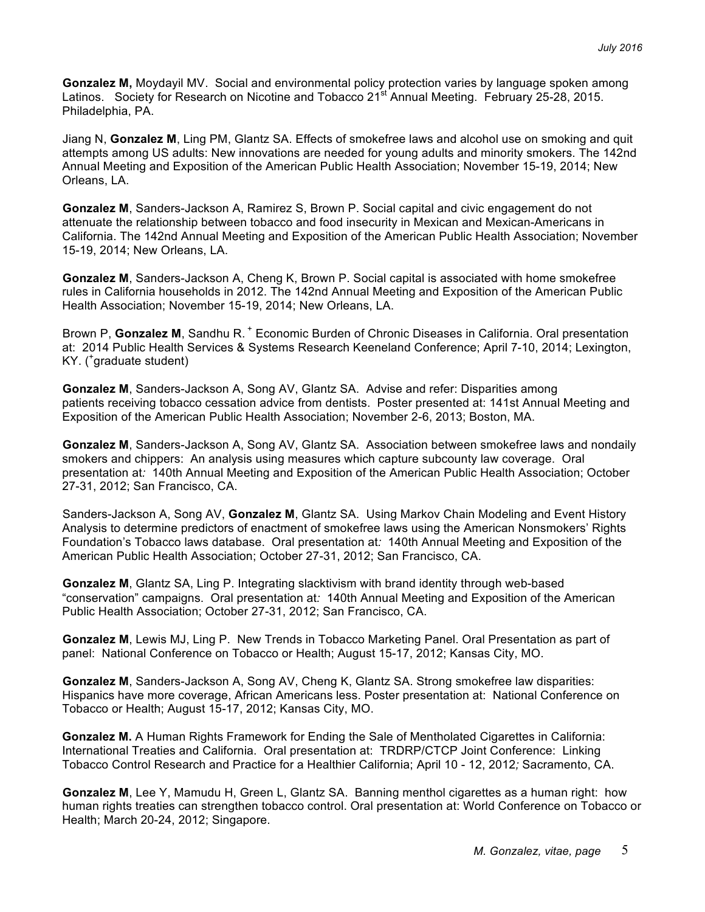**Gonzalez M,** Moydayil MV. Social and environmental policy protection varies by language spoken among Latinos. Society for Research on Nicotine and Tobacco 21st Annual Meeting. February 25-28, 2015. Philadelphia, PA.

Jiang N, **Gonzalez M**, Ling PM, Glantz SA. Effects of smokefree laws and alcohol use on smoking and quit attempts among US adults: New innovations are needed for young adults and minority smokers. The 142nd Annual Meeting and Exposition of the American Public Health Association; November 15-19, 2014; New Orleans, LA.

**Gonzalez M**, Sanders-Jackson A, Ramirez S, Brown P. Social capital and civic engagement do not attenuate the relationship between tobacco and food insecurity in Mexican and Mexican-Americans in California. The 142nd Annual Meeting and Exposition of the American Public Health Association; November 15-19, 2014; New Orleans, LA.

**Gonzalez M**, Sanders-Jackson A, Cheng K, Brown P. Social capital is associated with home smokefree rules in California households in 2012. The 142nd Annual Meeting and Exposition of the American Public Health Association; November 15-19, 2014; New Orleans, LA.

Brown P, **Gonzalez M**, Sandhu R. + Economic Burden of Chronic Diseases in California. Oral presentation at: 2014 Public Health Services & Systems Research Keeneland Conference; April 7-10, 2014; Lexington, KY. (+graduate student)

**Gonzalez M**, Sanders-Jackson A, Song AV, Glantz SA. Advise and refer: Disparities among patients receiving tobacco cessation advice from dentists. Poster presented at: 141st Annual Meeting and Exposition of the American Public Health Association; November 2-6, 2013; Boston, MA.

**Gonzalez M**, Sanders-Jackson A, Song AV, Glantz SA. Association between smokefree laws and nondaily smokers and chippers: An analysis using measures which capture subcounty law coverage. Oral presentation at*:* 140th Annual Meeting and Exposition of the American Public Health Association; October 27-31, 2012; San Francisco, CA.

Sanders-Jackson A, Song AV, **Gonzalez M**, Glantz SA. Using Markov Chain Modeling and Event History Analysis to determine predictors of enactment of smokefree laws using the American Nonsmokers' Rights Foundation's Tobacco laws database. Oral presentation at*:* 140th Annual Meeting and Exposition of the American Public Health Association; October 27-31, 2012; San Francisco, CA.

**Gonzalez M**, Glantz SA, Ling P. Integrating slacktivism with brand identity through web-based "conservation" campaigns. Oral presentation at*:* 140th Annual Meeting and Exposition of the American Public Health Association; October 27-31, 2012; San Francisco, CA.

**Gonzalez M**, Lewis MJ, Ling P. New Trends in Tobacco Marketing Panel. Oral Presentation as part of panel: National Conference on Tobacco or Health; August 15-17, 2012; Kansas City, MO.

**Gonzalez M**, Sanders-Jackson A, Song AV, Cheng K, Glantz SA. Strong smokefree law disparities: Hispanics have more coverage, African Americans less. Poster presentation at: National Conference on Tobacco or Health; August 15-17, 2012; Kansas City, MO.

**Gonzalez M.** A Human Rights Framework for Ending the Sale of Mentholated Cigarettes in California: International Treaties and California. Oral presentation at: TRDRP/CTCP Joint Conference: Linking Tobacco Control Research and Practice for a Healthier California; April 10 - 12, 2012*;* Sacramento, CA.

**Gonzalez M**, Lee Y, Mamudu H, Green L, Glantz SA. Banning menthol cigarettes as a human right: how human rights treaties can strengthen tobacco control. Oral presentation at: World Conference on Tobacco or Health; March 20-24, 2012; Singapore.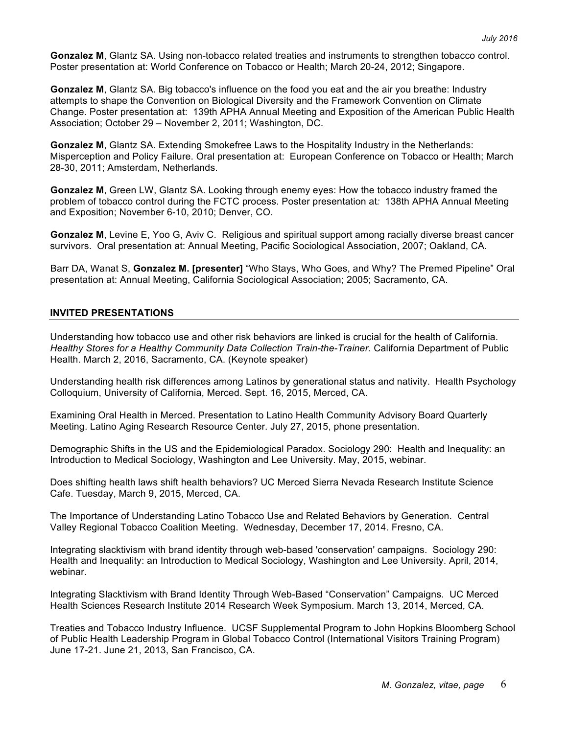**Gonzalez M**, Glantz SA. Using non-tobacco related treaties and instruments to strengthen tobacco control. Poster presentation at: World Conference on Tobacco or Health; March 20-24, 2012; Singapore.

**Gonzalez M**, Glantz SA. Big tobacco's influence on the food you eat and the air you breathe: Industry attempts to shape the Convention on Biological Diversity and the Framework Convention on Climate Change. Poster presentation at: 139th APHA Annual Meeting and Exposition of the American Public Health Association; October 29 – November 2, 2011; Washington, DC.

**Gonzalez M**, Glantz SA. Extending Smokefree Laws to the Hospitality Industry in the Netherlands: Misperception and Policy Failure. Oral presentation at: European Conference on Tobacco or Health; March 28-30, 2011; Amsterdam, Netherlands.

**Gonzalez M**, Green LW, Glantz SA. Looking through enemy eyes: How the tobacco industry framed the problem of tobacco control during the FCTC process. Poster presentation at*:* 138th APHA Annual Meeting and Exposition; November 6-10, 2010; Denver, CO.

**Gonzalez M**, Levine E, Yoo G, Aviv C. Religious and spiritual support among racially diverse breast cancer survivors. Oral presentation at: Annual Meeting, Pacific Sociological Association, 2007; Oakland, CA.

Barr DA, Wanat S, **Gonzalez M. [presenter]** "Who Stays, Who Goes, and Why? The Premed Pipeline" Oral presentation at: Annual Meeting, California Sociological Association; 2005; Sacramento, CA.

## INVITED PRESENTATIONS

Understanding how tobacco use and other risk behaviors are linked is crucial for the health of California. *Healthy Stores for a Healthy Community Data Collection Train-the-Trainer.* California Department of Public Health. March 2, 2016, Sacramento, CA. (Keynote speaker)

Understanding health risk differences among Latinos by generational status and nativity. Health Psychology Colloquium, University of California, Merced. Sept. 16, 2015, Merced, CA.

Examining Oral Health in Merced. Presentation to Latino Health Community Advisory Board Quarterly Meeting. Latino Aging Research Resource Center. July 27, 2015, phone presentation.

Demographic Shifts in the US and the Epidemiological Paradox. Sociology 290: Health and Inequality: an Introduction to Medical Sociology, Washington and Lee University. May, 2015, webinar.

Does shifting health laws shift health behaviors? UC Merced Sierra Nevada Research Institute Science Cafe. Tuesday, March 9, 2015, Merced, CA.

The Importance of Understanding Latino Tobacco Use and Related Behaviors by Generation. Central Valley Regional Tobacco Coalition Meeting. Wednesday, December 17, 2014. Fresno, CA.

Integrating slacktivism with brand identity through web-based 'conservation' campaigns. Sociology 290: Health and Inequality: an Introduction to Medical Sociology, Washington and Lee University. April, 2014, webinar.

Integrating Slacktivism with Brand Identity Through Web-Based "Conservation" Campaigns. UC Merced Health Sciences Research Institute 2014 Research Week Symposium. March 13, 2014, Merced, CA.

Treaties and Tobacco Industry Influence. UCSF Supplemental Program to John Hopkins Bloomberg School of Public Health Leadership Program in Global Tobacco Control (International Visitors Training Program) June 17-21. June 21, 2013, San Francisco, CA.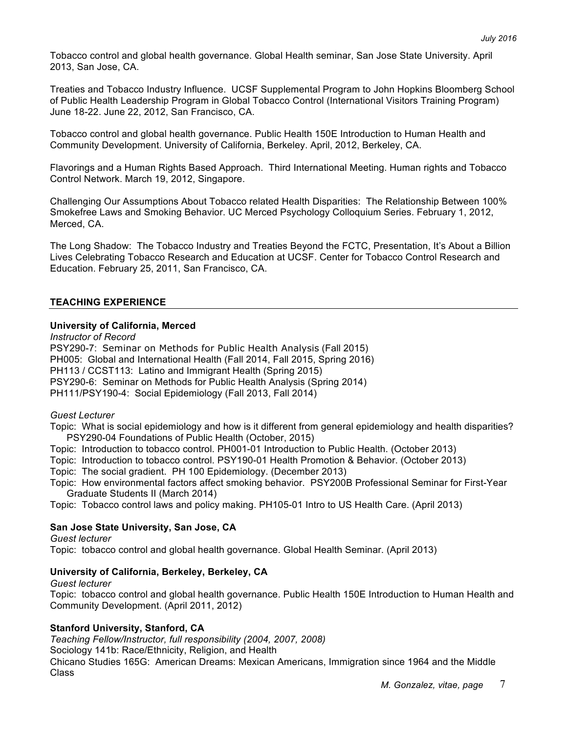Tobacco control and global health governance. Global Health seminar, San Jose State University. April 2013, San Jose, CA.

Treaties and Tobacco Industry Influence. UCSF Supplemental Program to John Hopkins Bloomberg School of Public Health Leadership Program in Global Tobacco Control (International Visitors Training Program) June 18-22. June 22, 2012, San Francisco, CA.

Tobacco control and global health governance. Public Health 150E Introduction to Human Health and Community Development. University of California, Berkeley. April, 2012, Berkeley, CA.

Flavorings and a Human Rights Based Approach. Third International Meeting. Human rights and Tobacco Control Network. March 19, 2012, Singapore.

Challenging Our Assumptions About Tobacco related Health Disparities: The Relationship Between 100% Smokefree Laws and Smoking Behavior. UC Merced Psychology Colloquium Series. February 1, 2012, Merced, CA.

The Long Shadow: The Tobacco Industry and Treaties Beyond the FCTC, Presentation, It's About a Billion Lives Celebrating Tobacco Research and Education at UCSF. Center for Tobacco Control Research and Education. February 25, 2011, San Francisco, CA.

## TEACHING EXPERIENCE

**University of California, Merced**

*Instructor of Record*

PSY290-7: Seminar on Methods for Public Health Analysis (Fall 2015)
PH005: Global and International Health (Fall 2014, Fall 2015, Spring 2016)
PH113 / CCST113: Latino and Immigrant Health (Spring 2015)
PSY290-6: Seminar on Methods for Public Health Analysis (Spring 2014)
PH111/PSY190-4: Social Epidemiology (Fall 2013, Fall 2014)

*Guest Lecturer*

Topic: What is social epidemiology and how is it different from general epidemiology and health disparities? PSY290-04 Foundations of Public Health (October, 2015)
Topic: Introduction to tobacco control. PH001-01 Introduction to Public Health. (October 2013)
Topic: Introduction to tobacco control. PSY190-01 Health Promotion & Behavior. (October 2013)
Topic: The social gradient. PH 100 Epidemiology. (December 2013)
Topic: How environmental factors affect smoking behavior. PSY200B Professional Seminar for First-Year Graduate Students II (March 2014)
Topic: Tobacco control laws and policy making. PH105-01 Intro to US Health Care. (April 2013)

**San Jose State University, San Jose, CA**

*Guest lecturer*

Topic: tobacco control and global health governance. Global Health Seminar. (April 2013)

**University of California, Berkeley, Berkeley, CA**

*Guest lecturer*

Topic: tobacco control and global health governance. Public Health 150E Introduction to Human Health and Community Development. (April 2011, 2012)

**Stanford University, Stanford, CA**

*Teaching Fellow/Instructor, full responsibility (2004, 2007, 2008)*

Sociology 141b: Race/Ethnicity, Religion, and Health
Chicano Studies 165G: American Dreams: Mexican Americans, Immigration since 1964 and the Middle Class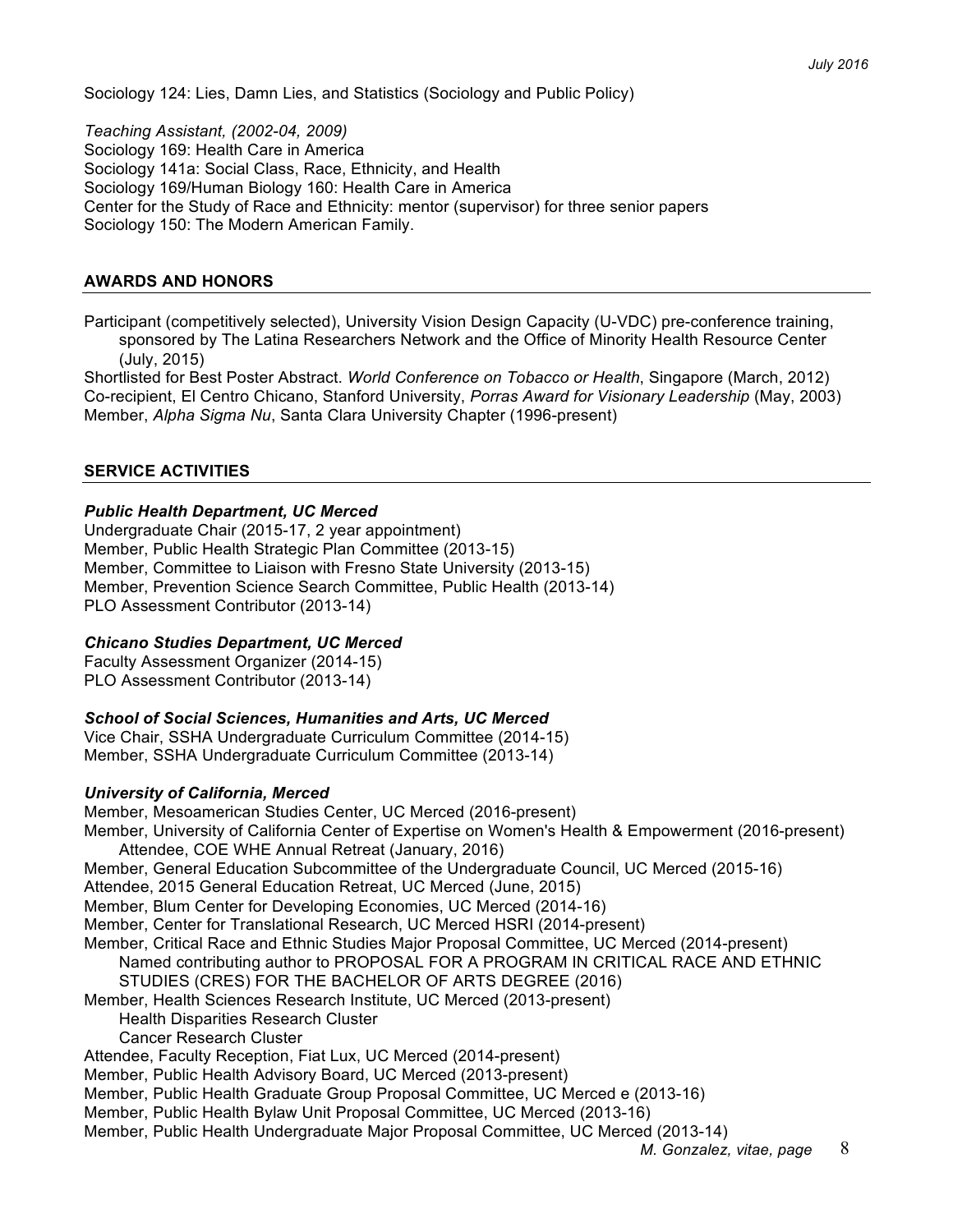Sociology 124: Lies, Damn Lies, and Statistics (Sociology and Public Policy)

*Teaching Assistant, (2002-04, 2009)*
Sociology 169: Health Care in America
Sociology 141a: Social Class, Race, Ethnicity, and Health
Sociology 169/Human Biology 160: Health Care in America
Center for the Study of Race and Ethnicity: mentor (supervisor) for three senior papers
Sociology 150: The Modern American Family.

## AWARDS AND HONORS

Participant (competitively selected), University Vision Design Capacity (U-VDC) pre-conference training, sponsored by The Latina Researchers Network and the Office of Minority Health Resource Center (July, 2015)
Shortlisted for Best Poster Abstract. *World Conference on Tobacco or Health*, Singapore (March, 2012)
Co-recipient, El Centro Chicano, Stanford University, *Porras Award for Visionary Leadership* (May, 2003)
Member, *Alpha Sigma Nu*, Santa Clara University Chapter (1996-present)

## SERVICE ACTIVITIES

### *Public Health Department, UC Merced*

Undergraduate Chair (2015-17, 2 year appointment)
Member, Public Health Strategic Plan Committee (2013-15)
Member, Committee to Liaison with Fresno State University (2013-15)
Member, Prevention Science Search Committee, Public Health (2013-14)
PLO Assessment Contributor (2013-14)

### *Chicano Studies Department, UC Merced*

Faculty Assessment Organizer (2014-15)
PLO Assessment Contributor (2013-14)

### *School of Social Sciences, Humanities and Arts, UC Merced*

Vice Chair, SSHA Undergraduate Curriculum Committee (2014-15)
Member, SSHA Undergraduate Curriculum Committee (2013-14)

### *University of California, Merced*

Member, Mesoamerican Studies Center, UC Merced (2016-present)
Member, University of California Center of Expertise on Women's Health & Empowerment (2016-present)
  Attendee, COE WHE Annual Retreat (January, 2016)
Member, General Education Subcommittee of the Undergraduate Council, UC Merced (2015-16)
Attendee, 2015 General Education Retreat, UC Merced (June, 2015)
Member, Blum Center for Developing Economies, UC Merced (2014-16)
Member, Center for Translational Research, UC Merced HSRI (2014-present)
Member, Critical Race and Ethnic Studies Major Proposal Committee, UC Merced (2014-present)
  Named contributing author to PROPOSAL FOR A PROGRAM IN CRITICAL RACE AND ETHNIC STUDIES (CRES) FOR THE BACHELOR OF ARTS DEGREE (2016)
Member, Health Sciences Research Institute, UC Merced (2013-present)
  Health Disparities Research Cluster
  Cancer Research Cluster
Attendee, Faculty Reception, Fiat Lux, UC Merced (2014-present)
Member, Public Health Advisory Board, UC Merced (2013-present)
Member, Public Health Graduate Group Proposal Committee, UC Merced e (2013-16)
Member, Public Health Bylaw Unit Proposal Committee, UC Merced (2013-16)
Member, Public Health Undergraduate Major Proposal Committee, UC Merced (2013-14)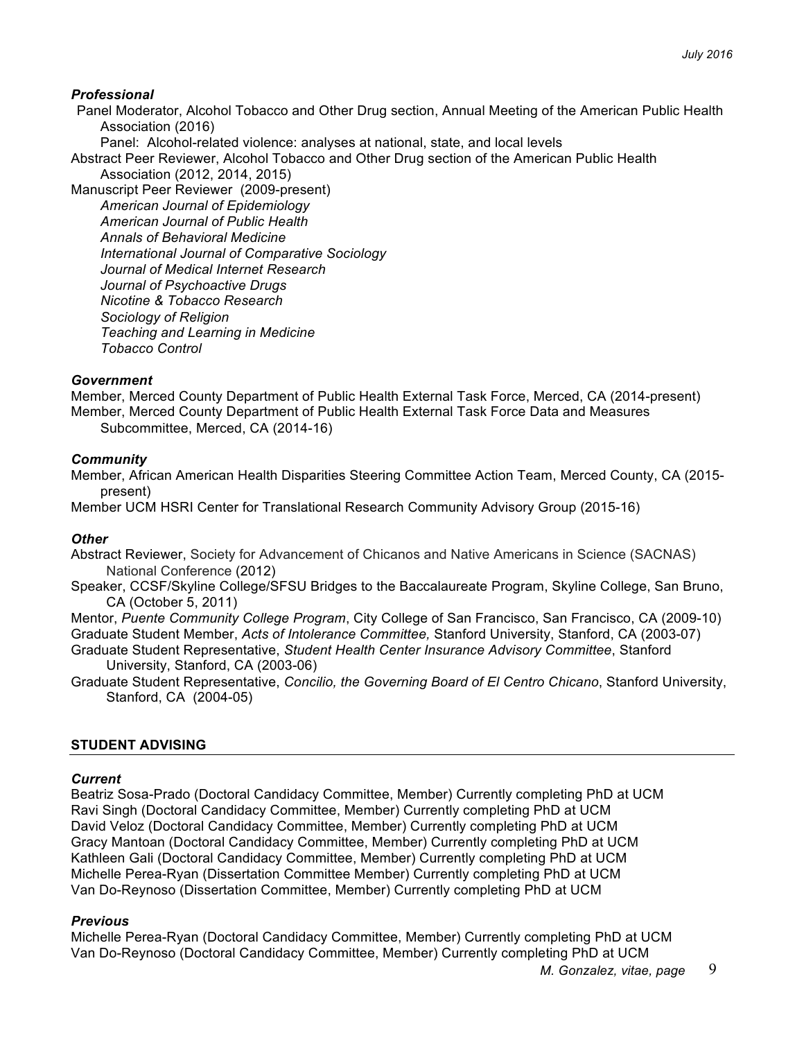### *Professional*

Panel Moderator, Alcohol Tobacco and Other Drug section, Annual Meeting of the American Public Health Association (2016)
Panel: Alcohol-related violence: analyses at national, state, and local levels

Abstract Peer Reviewer, Alcohol Tobacco and Other Drug section of the American Public Health Association (2012, 2014, 2015)

Manuscript Peer Reviewer (2009-present)
*American Journal of Epidemiology*
*American Journal of Public Health*
*Annals of Behavioral Medicine*
*International Journal of Comparative Sociology*
*Journal of Medical Internet Research*
*Journal of Psychoactive Drugs*
*Nicotine & Tobacco Research*
*Sociology of Religion*
*Teaching and Learning in Medicine*
*Tobacco Control*

### *Government*

Member, Merced County Department of Public Health External Task Force, Merced, CA (2014-present)
Member, Merced County Department of Public Health External Task Force Data and Measures Subcommittee, Merced, CA (2014-16)

### *Community*

Member, African American Health Disparities Steering Committee Action Team, Merced County, CA (2015-present)
Member UCM HSRI Center for Translational Research Community Advisory Group (2015-16)

### *Other*

Abstract Reviewer, Society for Advancement of Chicanos and Native Americans in Science (SACNAS) National Conference (2012)
Speaker, CCSF/Skyline College/SFSU Bridges to the Baccalaureate Program, Skyline College, San Bruno, CA (October 5, 2011)
Mentor, *Puente Community College Program*, City College of San Francisco, San Francisco, CA (2009-10)
Graduate Student Member, *Acts of Intolerance Committee,* Stanford University, Stanford, CA (2003-07)
Graduate Student Representative, *Student Health Center Insurance Advisory Committee*, Stanford University, Stanford, CA (2003-06)
Graduate Student Representative, *Concilio, the Governing Board of El Centro Chicano*, Stanford University, Stanford, CA (2004-05)

## STUDENT ADVISING

### *Current*

Beatriz Sosa-Prado (Doctoral Candidacy Committee, Member) Currently completing PhD at UCM
Ravi Singh (Doctoral Candidacy Committee, Member) Currently completing PhD at UCM
David Veloz (Doctoral Candidacy Committee, Member) Currently completing PhD at UCM
Gracy Mantoan (Doctoral Candidacy Committee, Member) Currently completing PhD at UCM
Kathleen Gali (Doctoral Candidacy Committee, Member) Currently completing PhD at UCM
Michelle Perea-Ryan (Dissertation Committee Member) Currently completing PhD at UCM
Van Do-Reynoso (Dissertation Committee, Member) Currently completing PhD at UCM

### *Previous*

Michelle Perea-Ryan (Doctoral Candidacy Committee, Member) Currently completing PhD at UCM
Van Do-Reynoso (Doctoral Candidacy Committee, Member) Currently completing PhD at UCM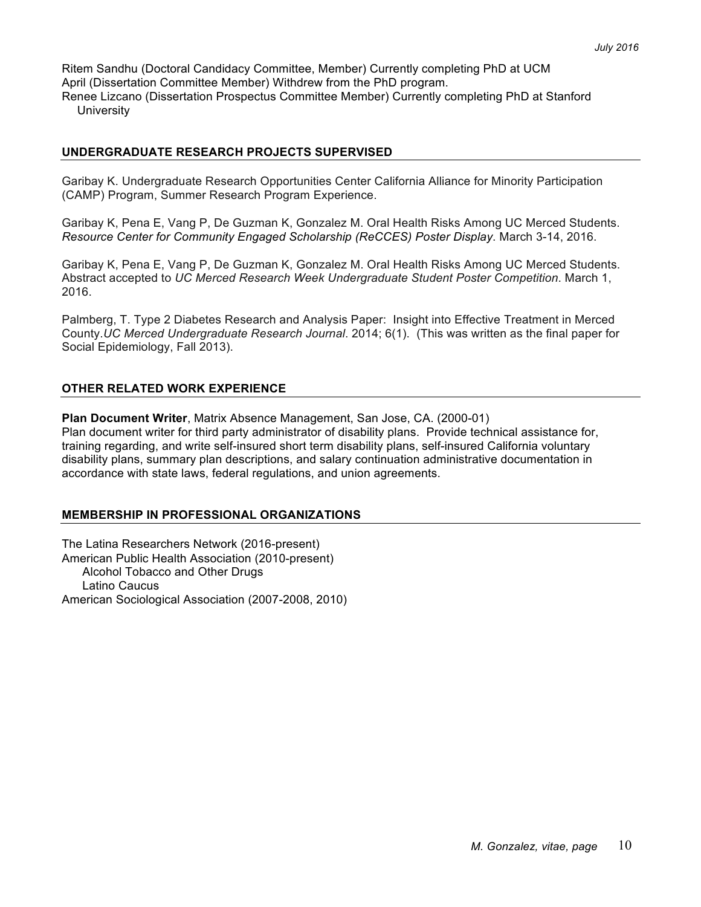Ritem Sandhu (Doctoral Candidacy Committee, Member) Currently completing PhD at UCM
April (Dissertation Committee Member) Withdrew from the PhD program.
Renee Lizcano (Dissertation Prospectus Committee Member) Currently completing PhD at Stanford University

## UNDERGRADUATE RESEARCH PROJECTS SUPERVISED

Garibay K. Undergraduate Research Opportunities Center California Alliance for Minority Participation (CAMP) Program, Summer Research Program Experience.

Garibay K, Pena E, Vang P, De Guzman K, Gonzalez M. Oral Health Risks Among UC Merced Students. *Resource Center for Community Engaged Scholarship (ReCCES) Poster Display*. March 3-14, 2016.

Garibay K, Pena E, Vang P, De Guzman K, Gonzalez M. Oral Health Risks Among UC Merced Students. Abstract accepted to *UC Merced Research Week Undergraduate Student Poster Competition*. March 1, 2016.

Palmberg, T. Type 2 Diabetes Research and Analysis Paper: Insight into Effective Treatment in Merced County.*UC Merced Undergraduate Research Journal*. 2014; 6(1). (This was written as the final paper for Social Epidemiology, Fall 2013).

## OTHER RELATED WORK EXPERIENCE

**Plan Document Writer**, Matrix Absence Management, San Jose, CA. (2000-01)
Plan document writer for third party administrator of disability plans. Provide technical assistance for, training regarding, and write self-insured short term disability plans, self-insured California voluntary disability plans, summary plan descriptions, and salary continuation administrative documentation in accordance with state laws, federal regulations, and union agreements.

## MEMBERSHIP IN PROFESSIONAL ORGANIZATIONS

The Latina Researchers Network (2016-present)
American Public Health Association (2010-present)
- Alcohol Tobacco and Other Drugs
- Latino Caucus

American Sociological Association (2007-2008, 2010)